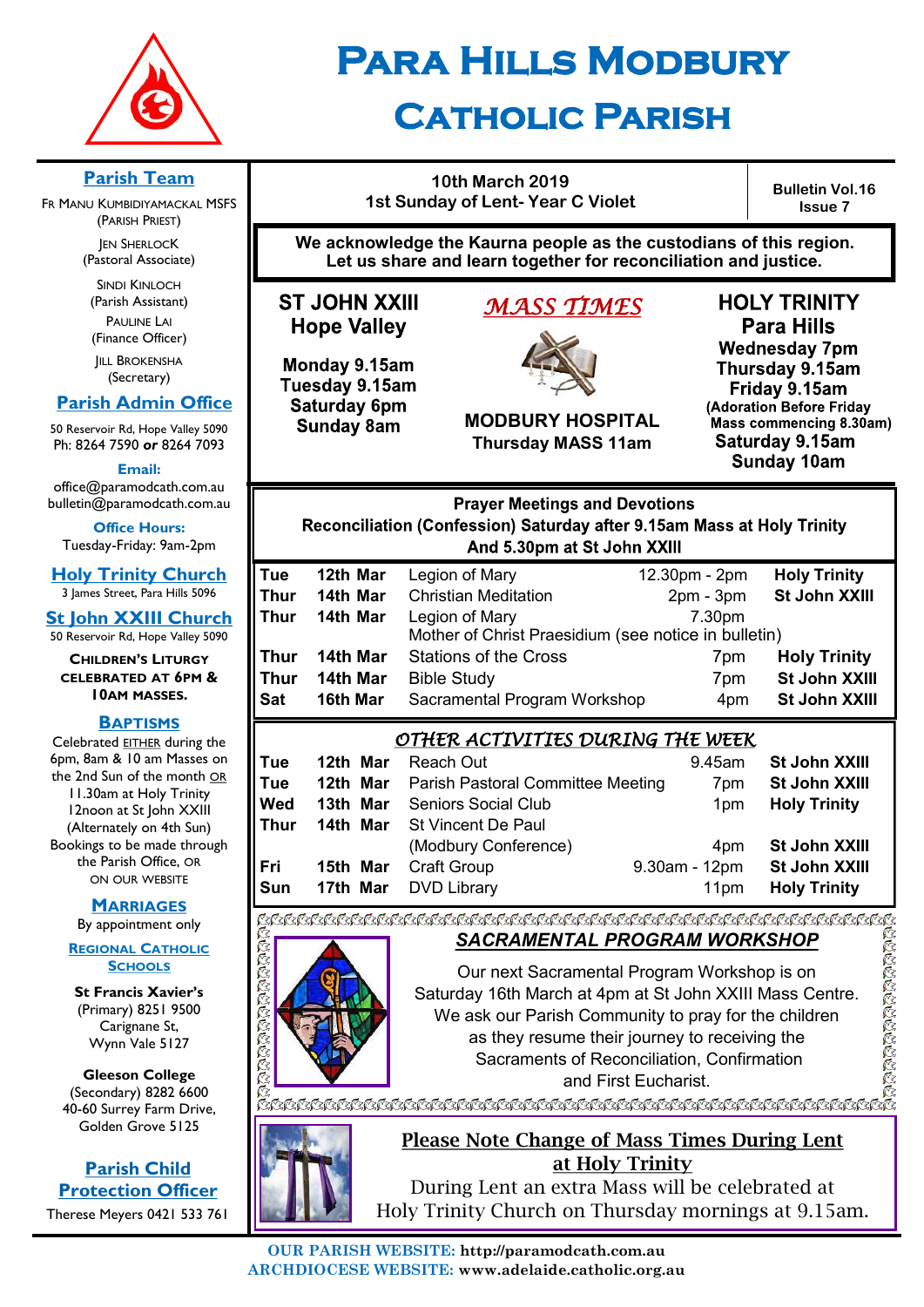# Para Hills Modbury Catholic Parish

## Parish Team

Fr Manu Kumbidiyamackal MSFS
(Parish Priest)

Jen Sherlock
(Pastoral Associate)

Sindi Kinloch
(Parish Assistant)

Pauline Lai
(Finance Officer)

Jill Brokensha
(Secretary)

## Parish Admin Office

50 Reservoir Rd, Hope Valley 5090
Ph: 8264 7590 **or** 8264 7093

**Email:**
office@paramodcath.com.au
bulletin@paramodcath.com.au

**Office Hours:**
Tuesday-Friday: 9am-2pm

## Holy Trinity Church

3 James Street, Para Hills 5096

## St John XXIII Church

50 Reservoir Rd, Hope Valley 5090

**Children's Liturgy celebrated at 6pm & 10am Masses.**

## Baptisms

Celebrated EITHER during the 6pm, 8am & 10 am Masses on the 2nd Sun of the month OR 11.30am at Holy Trinity 12noon at St John XXIII (Alternately on 4th Sun)
Bookings to be made through the Parish Office, or on our website

## Marriages

By appointment only

## Regional Catholic Schools

**St Francis Xavier's**
(Primary) 8251 9500
Carignane St,
Wynn Vale 5127

**Gleeson College**
(Secondary) 8282 6600
40-60 Surrey Farm Drive,
Golden Grove 5125

## Parish Child Protection Officer

Therese Meyers 0421 533 761

---

**10th March 2019**
**1st Sunday of Lent- Year C Violet**

**Bulletin Vol.16 Issue 7**

**We acknowledge the Kaurna people as the custodians of this region. Let us share and learn together for reconciliation and justice.**

## *MASS TIMES*

**ST JOHN XXIII Hope Valley**
**Monday 9.15am**
**Tuesday 9.15am**
**Saturday 6pm**
**Sunday 8am**

**MODBURY HOSPITAL**
**Thursday MASS 11am**

**HOLY TRINITY Para Hills**
**Wednesday 7pm**
**Thursday 9.15am**
**Friday 9.15am**
**(Adoration Before Friday Mass commencing 8.30am)**
**Saturday 9.15am**
**Sunday 10am**

### Prayer Meetings and Devotions

**Reconciliation (Confession) Saturday after 9.15am Mass at Holy Trinity And 5.30pm at St John XXIII**

| | | | | |
|---|---|---|---|---|
| **Tue** | **12th Mar** | Legion of Mary | 12.30pm - 2pm | **Holy Trinity** |
| **Thur** | **14th Mar** | Christian Meditation | 2pm - 3pm | **St John XXIII** |
| **Thur** | **14th Mar** | Legion of Mary<br>Mother of Christ Praesidium (see notice in bulletin) | 7.30pm | |
| **Thur** | **14th Mar** | Stations of the Cross | 7pm | **Holy Trinity** |
| **Thur** | **14th Mar** | Bible Study | 7pm | **St John XXIII** |
| **Sat** | **16th Mar** | Sacramental Program Workshop | 4pm | **St John XXIII** |

### *OTHER ACTIVITIES DURING THE WEEK*

| | | | | |
|---|---|---|---|---|
| **Tue** | **12th Mar** | Reach Out | 9.45am | **St John XXIII** |
| **Tue** | **12th Mar** | Parish Pastoral Committee Meeting | 7pm | **St John XXIII** |
| **Wed** | **13th Mar** | Seniors Social Club | 1pm | **Holy Trinity** |
| **Thur** | **14th Mar** | St Vincent De Paul (Modbury Conference) | 4pm | **St John XXIII** |
| **Fri** | **15th Mar** | Craft Group | 9.30am - 12pm | **St John XXIII** |
| **Sun** | **17th Mar** | DVD Library | 11pm | **Holy Trinity** |

### *SACRAMENTAL PROGRAM WORKSHOP*

Our next Sacramental Program Workshop is on Saturday 16th March at 4pm at St John XXIII Mass Centre. We ask our Parish Community to pray for the children as they resume their journey to receiving the Sacraments of Reconciliation, Confirmation and First Eucharist.

### Please Note Change of Mass Times During Lent at Holy Trinity

During Lent an extra Mass will be celebrated at Holy Trinity Church on Thursday mornings at 9.15am.

**OUR PARISH WEBSITE: http://paramodcath.com.au**
**ARCHDIOCESE WEBSITE: www.adelaide.catholic.org.au**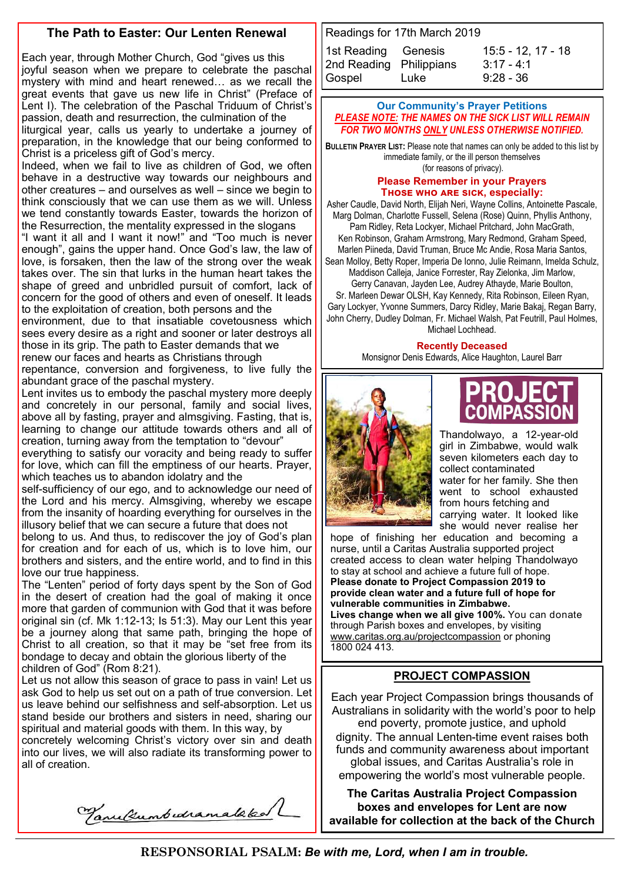## The Path to Easter: Our Lenten Renewal

Each year, through Mother Church, God "gives us this joyful season when we prepare to celebrate the paschal mystery with mind and heart renewed… as we recall the great events that gave us new life in Christ" (Preface of Lent I). The celebration of the Paschal Triduum of Christ's passion, death and resurrection, the culmination of the liturgical year, calls us yearly to undertake a journey of preparation, in the knowledge that our being conformed to Christ is a priceless gift of God's mercy.

Indeed, when we fail to live as children of God, we often behave in a destructive way towards our neighbours and other creatures – and ourselves as well – since we begin to think consciously that we can use them as we will. Unless we tend constantly towards Easter, towards the horizon of the Resurrection, the mentality expressed in the slogans "I want it all and I want it now!" and "Too much is never enough", gains the upper hand. Once God's law, the law of love, is forsaken, then the law of the strong over the weak takes over. The sin that lurks in the human heart takes the shape of greed and unbridled pursuit of comfort, lack of concern for the good of others and even of oneself. It leads to the exploitation of creation, both persons and the environment, due to that insatiable covetousness which sees every desire as a right and sooner or later destroys all those in its grip. The path to Easter demands that we renew our faces and hearts as Christians through repentance, conversion and forgiveness, to live fully the abundant grace of the paschal mystery.

Lent invites us to embody the paschal mystery more deeply and concretely in our personal, family and social lives, above all by fasting, prayer and almsgiving. Fasting, that is, learning to change our attitude towards others and all of creation, turning away from the temptation to "devour" everything to satisfy our voracity and being ready to suffer for love, which can fill the emptiness of our hearts. Prayer, which teaches us to abandon idolatry and the self-sufficiency of our ego, and to acknowledge our need of the Lord and his mercy. Almsgiving, whereby we escape from the insanity of hoarding everything for ourselves in the illusory belief that we can secure a future that does not belong to us. And thus, to rediscover the joy of God's plan for creation and for each of us, which is to love him, our brothers and sisters, and the entire world, and to find in this love our true happiness.

The "Lenten" period of forty days spent by the Son of God in the desert of creation had the goal of making it once more that garden of communion with God that it was before original sin (cf. Mk 1:12-13; Is 51:3). May our Lent this year be a journey along that same path, bringing the hope of Christ to all creation, so that it may be "set free from its bondage to decay and obtain the glorious liberty of the children of God" (Rom 8:21).

Let us not allow this season of grace to pass in vain! Let us ask God to help us set out on a path of true conversion. Let us leave behind our selfishness and self-absorption. Let us stand beside our brothers and sisters in need, sharing our spiritual and material goods with them. In this way, by concretely welcoming Christ's victory over sin and death into our lives, we will also radiate its transforming power to all of creation.

Readings for 17th March 2019

| | | |
|---|---|---|
| 1st Reading | Genesis | 15:5 - 12, 17 - 18 |
| 2nd Reading | Philippians | 3:17 - 4:1 |
| Gospel | Luke | 9:28 - 36 |

### Our Community's Prayer Petitions

***PLEASE NOTE: THE NAMES ON THE SICK LIST WILL REMAIN FOR TWO MONTHS ONLY UNLESS OTHERWISE NOTIFIED.***

**BULLETIN PRAYER LIST:** Please note that names can only be added to this list by immediate family, or the ill person themselves (for reasons of privacy).

**Please Remember in your Prayers**
**THOSE WHO ARE SICK, especially:**

Asher Caudle, David North, Elijah Neri, Wayne Collins, Antoinette Pascale, Marg Dolman, Charlotte Fussell, Selena (Rose) Quinn, Phyllis Anthony, Pam Ridley, Reta Lockyer, Michael Pritchard, John MacGrath, Ken Robinson, Graham Armstrong, Mary Redmond, Graham Speed, Marlen Piineda, David Truman, Bruce Mc Andie, Rosa Maria Santos, Sean Molloy, Betty Roper, Imperia De Ionno, Julie Reimann, Imelda Schulz, Maddison Calleja, Janice Forrester, Ray Zielonka, Jim Marlow, Gerry Canavan, Jayden Lee, Audrey Athayde, Marie Boulton, Sr. Marleen Dewar OLSH, Kay Kennedy, Rita Robinson, Eileen Ryan, Gary Lockyer, Yvonne Summers, Darcy Ridley, Marie Bakaj, Regan Barry, John Cherry, Dudley Dolman, Fr. Michael Walsh, Pat Feutrill, Paul Holmes, Michael Lochhead.

**Recently Deceased**

Monsignor Denis Edwards, Alice Haughton, Laurel Barr

## PROJECT COMPASSION

Thandolwayo, a 12-year-old girl in Zimbabwe, would walk seven kilometers each day to collect contaminated water for her family. She then went to school exhausted from hours fetching and carrying water. It looked like she would never realise her hope of finishing her education and becoming a nurse, until a Caritas Australia supported project created access to clean water helping Thandolwayo to stay at school and achieve a future full of hope.

**Please donate to Project Compassion 2019 to provide clean water and a future full of hope for vulnerable communities in Zimbabwe.**

**Lives change when we all give 100%.** You can donate through Parish boxes and envelopes, by visiting www.caritas.org.au/projectcompassion or phoning 1800 024 413.

## PROJECT COMPASSION

Each year Project Compassion brings thousands of Australians in solidarity with the world's poor to help end poverty, promote justice, and uphold dignity. The annual Lenten-time event raises both funds and community awareness about important global issues, and Caritas Australia's role in empowering the world's most vulnerable people.

**The Caritas Australia Project Compassion boxes and envelopes for Lent are now available for collection at the back of the Church**

**RESPONSORIAL PSALM:** ***Be with me, Lord, when I am in trouble.***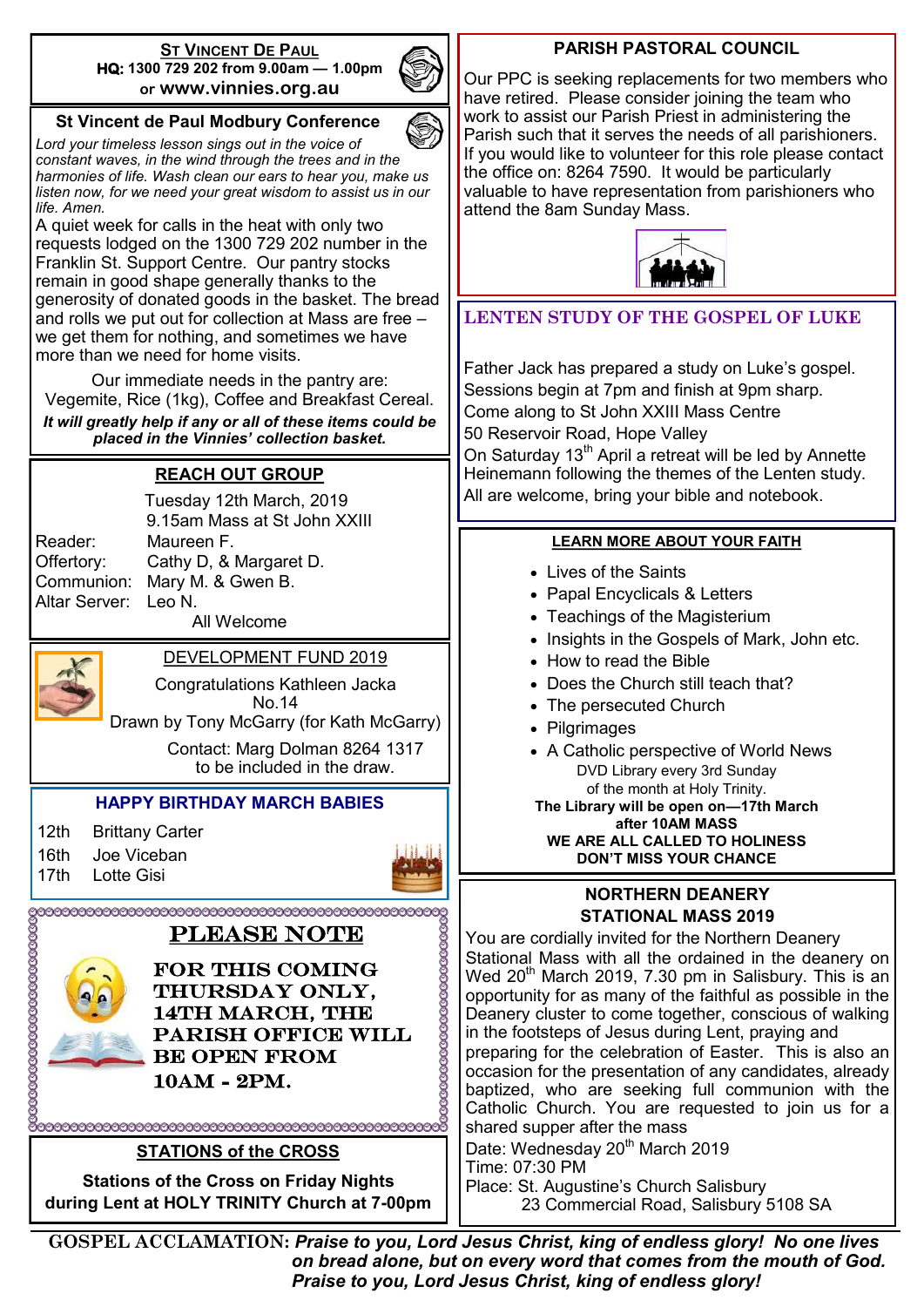## ST VINCENT DE PAUL

**HQ: 1300 729 202 from 9.00am — 1.00pm or www.vinnies.org.au**

### St Vincent de Paul Modbury Conference

*Lord your timeless lesson sings out in the voice of constant waves, in the wind through the trees and in the harmonies of life. Wash clean our ears to hear you, make us listen now, for we need your great wisdom to assist us in our life. Amen.*

A quiet week for calls in the heat with only two requests lodged on the 1300 729 202 number in the Franklin St. Support Centre. Our pantry stocks remain in good shape generally thanks to the generosity of donated goods in the basket. The bread and rolls we put out for collection at Mass are free – we get them for nothing, and sometimes we have more than we need for home visits.

Our immediate needs in the pantry are:
Vegemite, Rice (1kg), Coffee and Breakfast Cereal.

***It will greatly help if any or all of these items could be placed in the Vinnies' collection basket.***

## REACH OUT GROUP

Tuesday 12th March, 2019
9.15am Mass at St John XXIII

Reader: Maureen F.
Offertory: Cathy D, & Margaret D.
Communion: Mary M. & Gwen B.
Altar Server: Leo N.

All Welcome

## DEVELOPMENT FUND 2019

Congratulations Kathleen Jacka
No.14
Drawn by Tony McGarry (for Kath McGarry)

Contact: Marg Dolman 8264 1317
to be included in the draw.

## HAPPY BIRTHDAY MARCH BABIES

12th Brittany Carter
16th Joe Viceban
17th Lotte Gisi

## PLEASE NOTE

**FOR THIS COMING THURSDAY ONLY, 14TH MARCH, THE PARISH OFFICE WILL BE OPEN FROM 10AM - 2PM.**

## STATIONS of the CROSS

**Stations of the Cross on Friday Nights during Lent at HOLY TRINITY Church at 7-00pm**

## PARISH PASTORAL COUNCIL

Our PPC is seeking replacements for two members who have retired. Please consider joining the team who work to assist our Parish Priest in administering the Parish such that it serves the needs of all parishioners. If you would like to volunteer for this role please contact the office on: 8264 7590. It would be particularly valuable to have representation from parishioners who attend the 8am Sunday Mass.

## LENTEN STUDY OF THE GOSPEL OF LUKE

Father Jack has prepared a study on Luke's gospel.
Sessions begin at 7pm and finish at 9pm sharp.
Come along to St John XXIII Mass Centre
50 Reservoir Road, Hope Valley
On Saturday 13th April a retreat will be led by Annette Heinemann following the themes of the Lenten study.
All are welcome, bring your bible and notebook.

## LEARN MORE ABOUT YOUR FAITH

- Lives of the Saints
- Papal Encyclicals & Letters
- Teachings of the Magisterium
- Insights in the Gospels of Mark, John etc.
- How to read the Bible
- Does the Church still teach that?
- The persecuted Church
- Pilgrimages
- A Catholic perspective of World News

DVD Library every 3rd Sunday of the month at Holy Trinity.

**The Library will be open on—17th March after 10AM MASS**
**WE ARE ALL CALLED TO HOLINESS**
**DON'T MISS YOUR CHANCE**

## NORTHERN DEANERY STATIONAL MASS 2019

You are cordially invited for the Northern Deanery Stational Mass with all the ordained in the deanery on Wed 20th March 2019, 7.30 pm in Salisbury. This is an opportunity for as many of the faithful as possible in the Deanery cluster to come together, conscious of walking in the footsteps of Jesus during Lent, praying and preparing for the celebration of Easter. This is also an occasion for the presentation of any candidates, already baptized, who are seeking full communion with the Catholic Church. You are requested to join us for a shared supper after the mass

Date: Wednesday 20th March 2019
Time: 07:30 PM
Place: St. Augustine's Church Salisbury
23 Commercial Road, Salisbury 5108 SA

**GOSPEL ACCLAMATION:** ***Praise to you, Lord Jesus Christ, king of endless glory! No one lives on bread alone, but on every word that comes from the mouth of God. Praise to you, Lord Jesus Christ, king of endless glory!***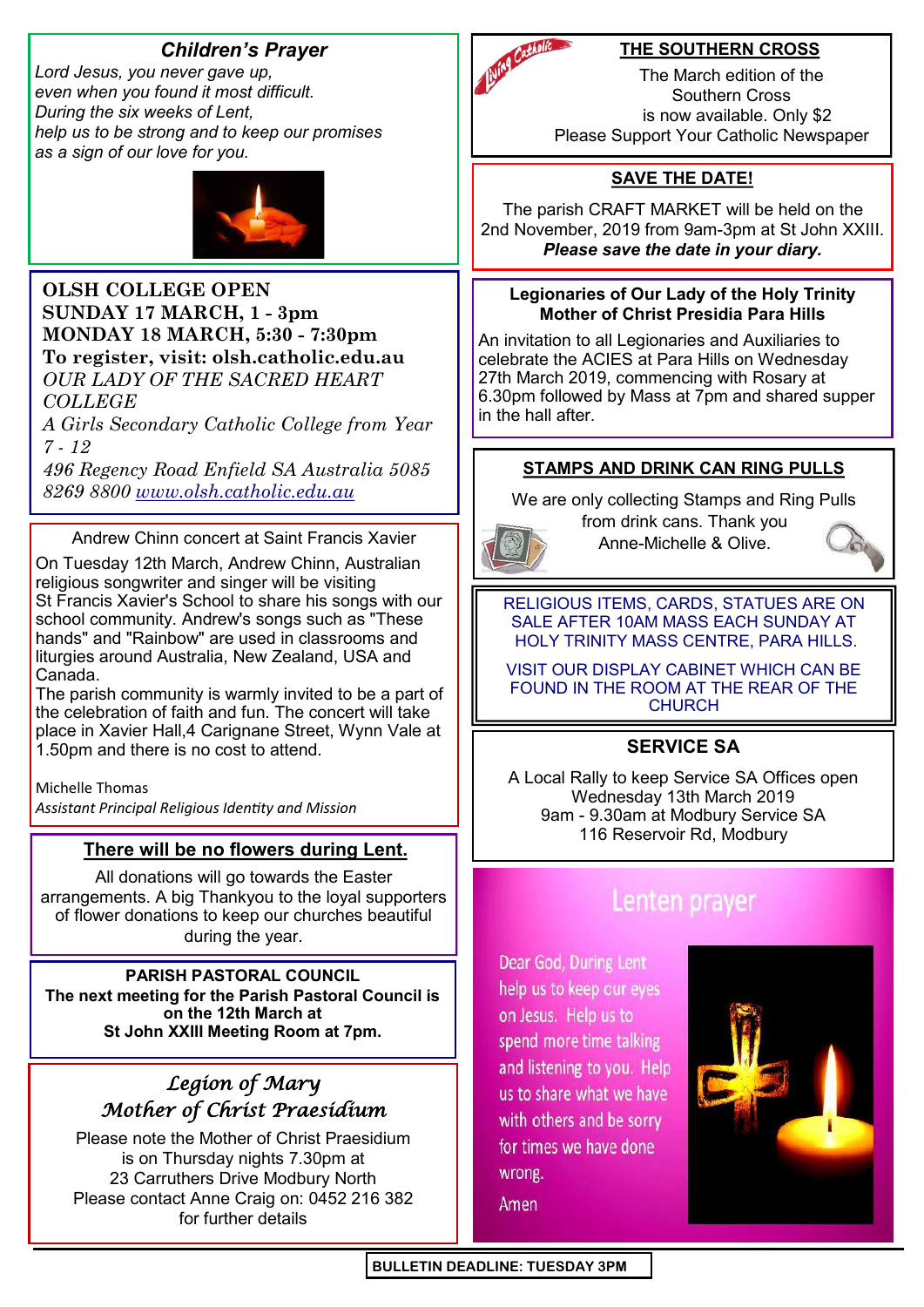## *Children's Prayer*

*Lord Jesus, you never gave up,*
*even when you found it most difficult.*
*During the six weeks of Lent,*
*help us to be strong and to keep our promises*
*as a sign of our love for you.*

**OLSH COLLEGE OPEN**
**SUNDAY 17 MARCH, 1 - 3pm**
**MONDAY 18 MARCH, 5:30 - 7:30pm**
**To register, visit: olsh.catholic.edu.au**
*OUR LADY OF THE SACRED HEART COLLEGE*
*A Girls Secondary Catholic College from Year 7 - 12*
*496 Regency Road Enfield SA Australia 5085*
*8269 8800 www.olsh.catholic.edu.au*

Andrew Chinn concert at Saint Francis Xavier

On Tuesday 12th March, Andrew Chinn, Australian religious songwriter and singer will be visiting St Francis Xavier's School to share his songs with our school community. Andrew's songs such as "These hands" and "Rainbow" are used in classrooms and liturgies around Australia, New Zealand, USA and Canada.
The parish community is warmly invited to be a part of the celebration of faith and fun. The concert will take place in Xavier Hall,4 Carignane Street, Wynn Vale at 1.50pm and there is no cost to attend.

Michelle Thomas
*Assistant Principal Religious Identity and Mission*

**There will be no flowers during Lent.**

All donations will go towards the Easter arrangements. A big Thankyou to the loyal supporters of flower donations to keep our churches beautiful during the year.

**PARISH PASTORAL COUNCIL**
**The next meeting for the Parish Pastoral Council is on the 12th March at**
**St John XXIII Meeting Room at 7pm.**

## *Legion of Mary*
## *Mother of Christ Praesidium*

Please note the Mother of Christ Praesidium is on Thursday nights 7.30pm at
23 Carruthers Drive Modbury North
Please contact Anne Craig on: 0452 216 382
for further details

Living Catholic

**THE SOUTHERN CROSS**

The March edition of the Southern Cross
is now available. Only $2
Please Support Your Catholic Newspaper

**SAVE THE DATE!**

The parish CRAFT MARKET will be held on the 2nd November, 2019 from 9am-3pm at St John XXIII.
***Please save the date in your diary.***

**Legionaries of Our Lady of the Holy Trinity**
**Mother of Christ Presidia Para Hills**

An invitation to all Legionaries and Auxiliaries to celebrate the ACIES at Para Hills on Wednesday 27th March 2019, commencing with Rosary at 6.30pm followed by Mass at 7pm and shared supper in the hall after.

**STAMPS AND DRINK CAN RING PULLS**

We are only collecting Stamps and Ring Pulls from drink cans. Thank you
Anne-Michelle & Olive.

RELIGIOUS ITEMS, CARDS, STATUES ARE ON SALE AFTER 10AM MASS EACH SUNDAY AT HOLY TRINITY MASS CENTRE, PARA HILLS.

VISIT OUR DISPLAY CABINET WHICH CAN BE FOUND IN THE ROOM AT THE REAR OF THE CHURCH

**SERVICE SA**

A Local Rally to keep Service SA Offices open
Wednesday 13th March 2019
9am - 9.30am at Modbury Service SA
116 Reservoir Rd, Modbury

## Lenten prayer

Dear God, During Lent help us to keep our eyes on Jesus. Help us to spend more time talking and listening to you. Help us to share what we have with others and be sorry for times we have done wrong.
Amen

**BULLETIN DEADLINE: TUESDAY 3PM**